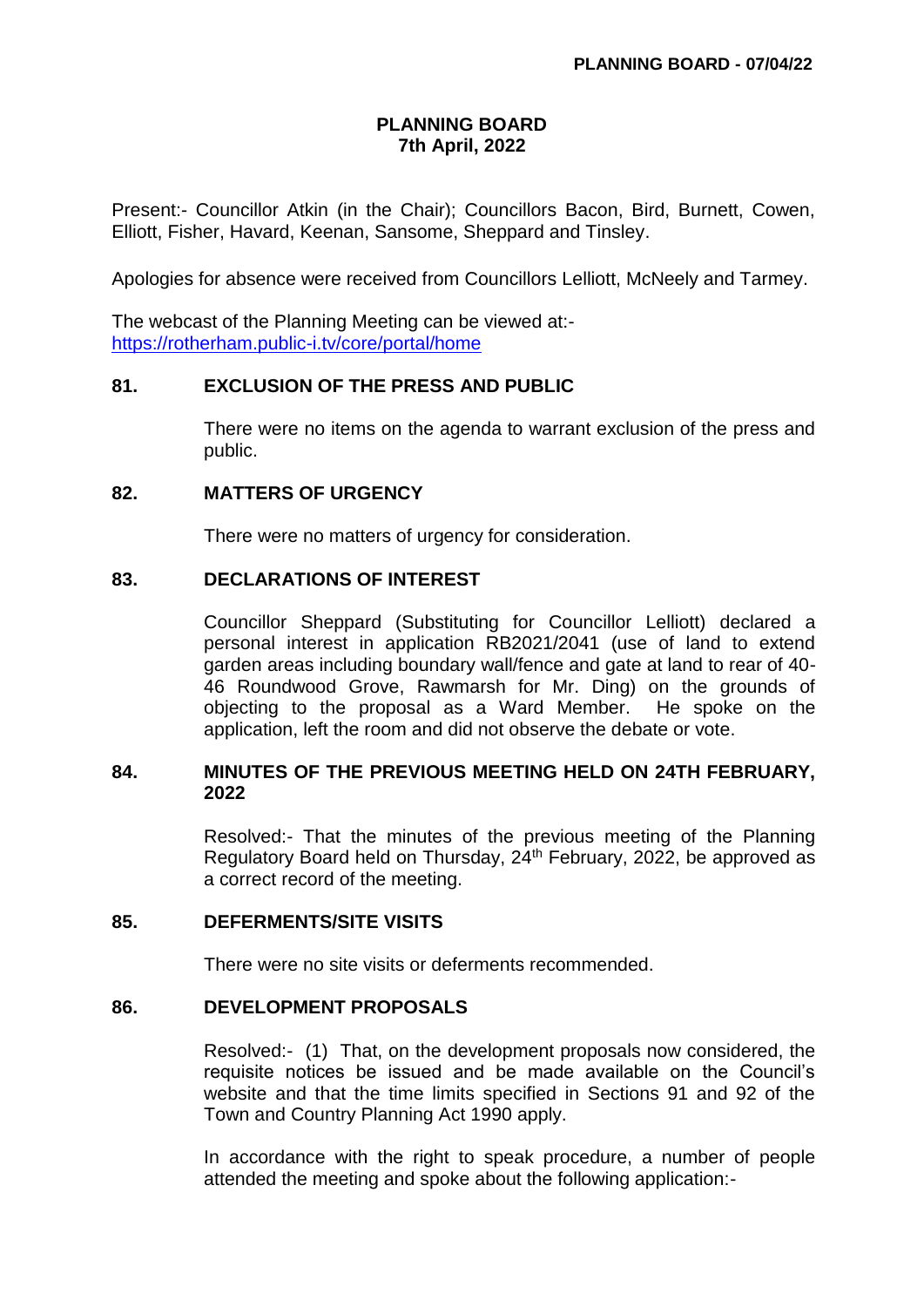# PLANNING BOARD
## 7th April, 2022

Present:- Councillor Atkin (in the Chair); Councillors Bacon, Bird, Burnett, Cowen, Elliott, Fisher, Havard, Keenan, Sansome, Sheppard and Tinsley.

Apologies for absence were received from Councillors Lelliott, McNeely and Tarmey.

The webcast of the Planning Meeting can be viewed at:-
https://rotherham.public-i.tv/core/portal/home

## 81. EXCLUSION OF THE PRESS AND PUBLIC

There were no items on the agenda to warrant exclusion of the press and public.

## 82. MATTERS OF URGENCY

There were no matters of urgency for consideration.

## 83. DECLARATIONS OF INTEREST

Councillor Sheppard (Substituting for Councillor Lelliott) declared a personal interest in application RB2021/2041 (use of land to extend garden areas including boundary wall/fence and gate at land to rear of 40-46 Roundwood Grove, Rawmarsh for Mr. Ding) on the grounds of objecting to the proposal as a Ward Member. He spoke on the application, left the room and did not observe the debate or vote.

## 84. MINUTES OF THE PREVIOUS MEETING HELD ON 24TH FEBRUARY, 2022

Resolved:- That the minutes of the previous meeting of the Planning Regulatory Board held on Thursday, 24th February, 2022, be approved as a correct record of the meeting.

## 85. DEFERMENTS/SITE VISITS

There were no site visits or deferments recommended.

## 86. DEVELOPMENT PROPOSALS

Resolved:- (1) That, on the development proposals now considered, the requisite notices be issued and be made available on the Council's website and that the time limits specified in Sections 91 and 92 of the Town and Country Planning Act 1990 apply.

In accordance with the right to speak procedure, a number of people attended the meeting and spoke about the following application:-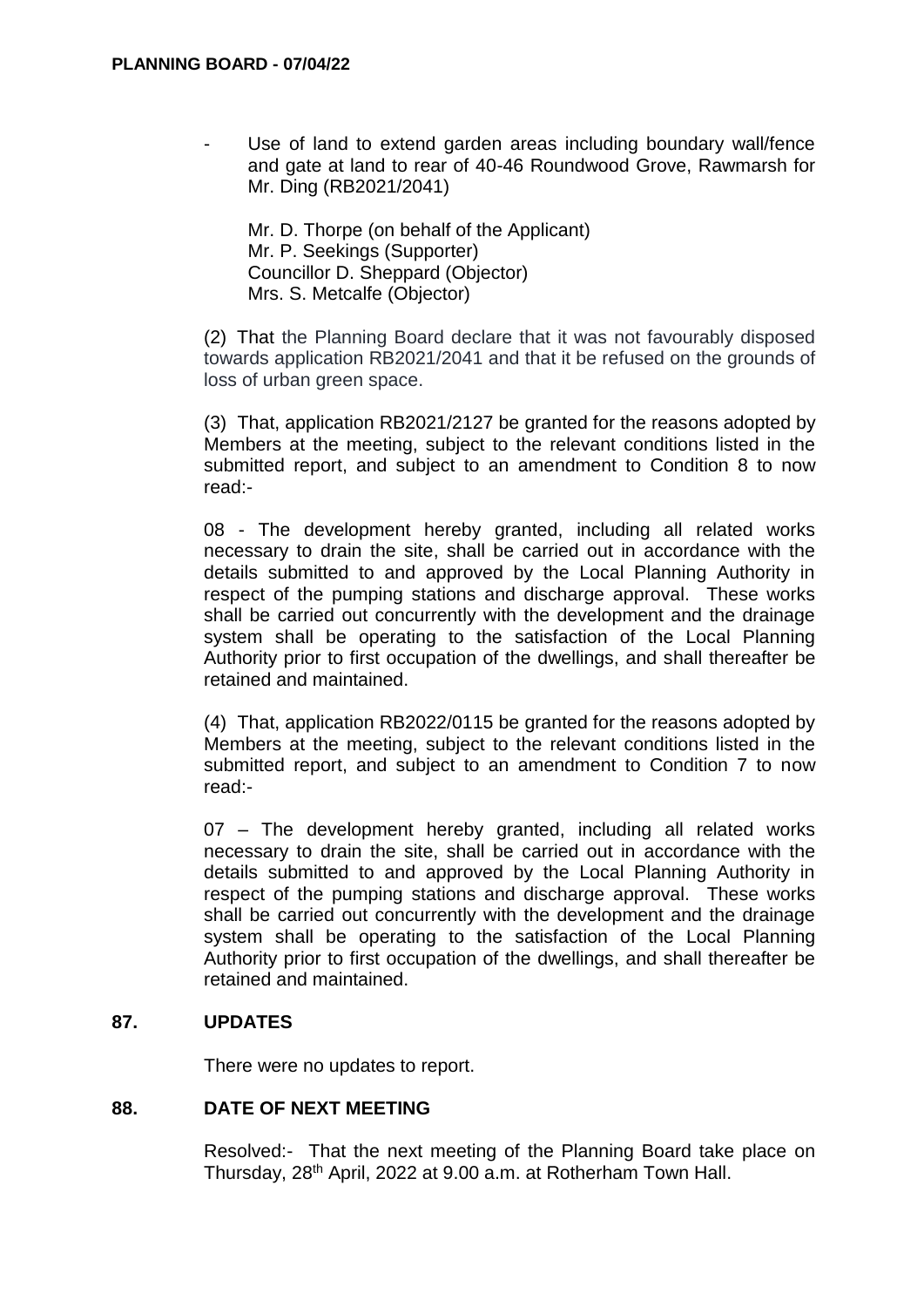- Use of land to extend garden areas including boundary wall/fence and gate at land to rear of 40-46 Roundwood Grove, Rawmarsh for Mr. Ding (RB2021/2041)

  Mr. D. Thorpe (on behalf of the Applicant)
  Mr. P. Seekings (Supporter)
  Councillor D. Sheppard (Objector)
  Mrs. S. Metcalfe (Objector)

(2) That the Planning Board declare that it was not favourably disposed towards application RB2021/2041 and that it be refused on the grounds of loss of urban green space.

(3) That, application RB2021/2127 be granted for the reasons adopted by Members at the meeting, subject to the relevant conditions listed in the submitted report, and subject to an amendment to Condition 8 to now read:-

08 - The development hereby granted, including all related works necessary to drain the site, shall be carried out in accordance with the details submitted to and approved by the Local Planning Authority in respect of the pumping stations and discharge approval. These works shall be carried out concurrently with the development and the drainage system shall be operating to the satisfaction of the Local Planning Authority prior to first occupation of the dwellings, and shall thereafter be retained and maintained.

(4) That, application RB2022/0115 be granted for the reasons adopted by Members at the meeting, subject to the relevant conditions listed in the submitted report, and subject to an amendment to Condition 7 to now read:-

07 – The development hereby granted, including all related works necessary to drain the site, shall be carried out in accordance with the details submitted to and approved by the Local Planning Authority in respect of the pumping stations and discharge approval. These works shall be carried out concurrently with the development and the drainage system shall be operating to the satisfaction of the Local Planning Authority prior to first occupation of the dwellings, and shall thereafter be retained and maintained.

## 87. UPDATES

There were no updates to report.

## 88. DATE OF NEXT MEETING

Resolved:- That the next meeting of the Planning Board take place on Thursday, 28th April, 2022 at 9.00 a.m. at Rotherham Town Hall.